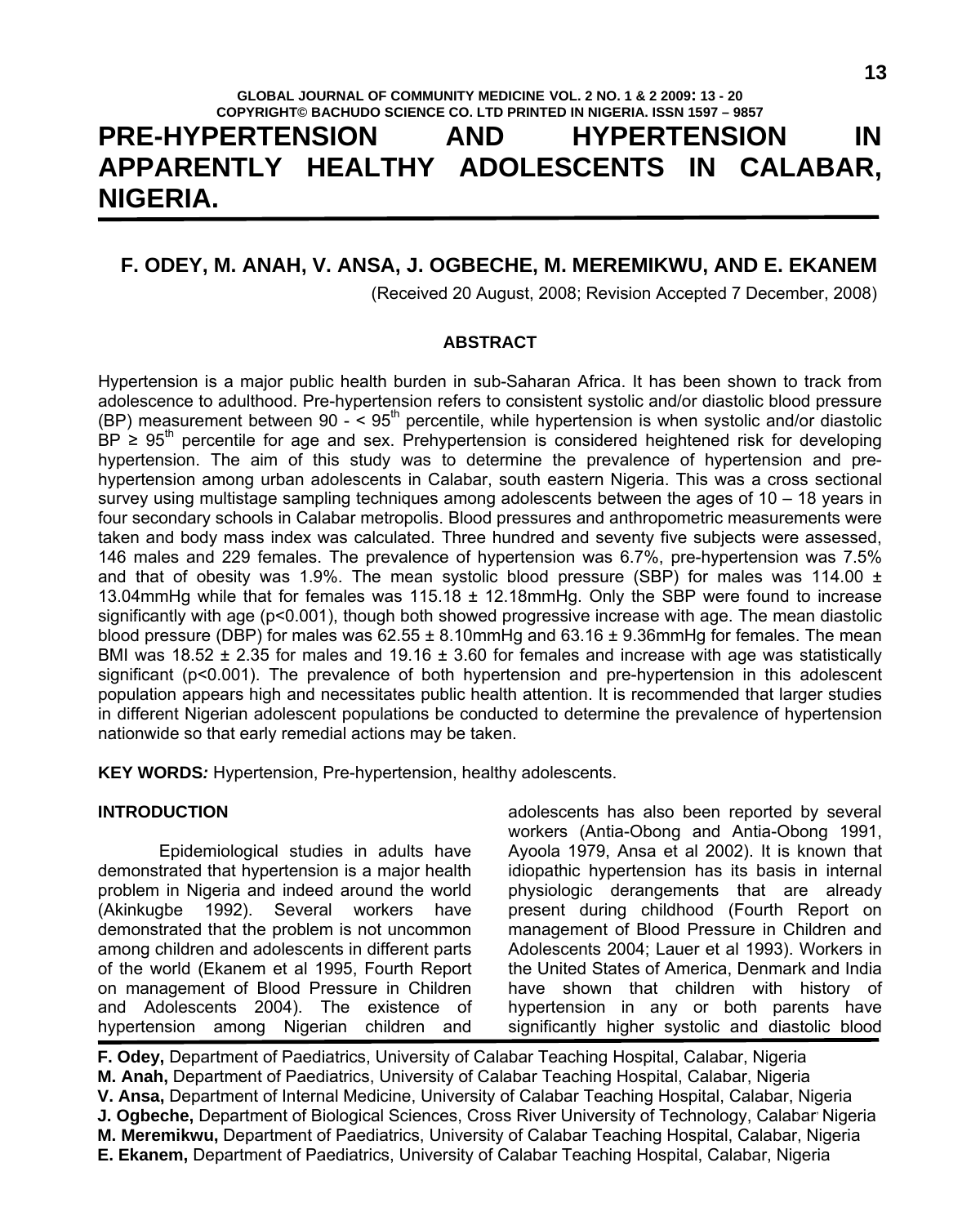# PRE-HYPERTENSION AND HYPERTENSION IN APPARENTLY HEALTHY ADOLESCENTS IN CALABAR, NIGERIA.

**F. ODEY, M. ANAH, V. ANSA, J. OGBECHE, M. MEREMIKWU, AND E. EKANEM**

(Received 20 August, 2008; Revision Accepted 7 December, 2008)

## ABSTRACT

Hypertension is a major public health burden in sub-Saharan Africa. It has been shown to track from adolescence to adulthood. Pre-hypertension refers to consistent systolic and/or diastolic blood pressure (BP) measurement between 90 - < 95$^{th}$ percentile, while hypertension is when systolic and/or diastolic BP ≥ 95$^{th}$ percentile for age and sex. Prehypertension is considered heightened risk for developing hypertension. The aim of this study was to determine the prevalence of hypertension and pre-hypertension among urban adolescents in Calabar, south eastern Nigeria. This was a cross sectional survey using multistage sampling techniques among adolescents between the ages of 10 – 18 years in four secondary schools in Calabar metropolis. Blood pressures and anthropometric measurements were taken and body mass index was calculated. Three hundred and seventy five subjects were assessed, 146 males and 229 females. The prevalence of hypertension was 6.7%, pre-hypertension was 7.5% and that of obesity was 1.9%. The mean systolic blood pressure (SBP) for males was 114.00 ± 13.04mmHg while that for females was 115.18 ± 12.18mmHg. Only the SBP were found to increase significantly with age ($p<0.001$), though both showed progressive increase with age. The mean diastolic blood pressure (DBP) for males was 62.55 ± 8.10mmHg and 63.16 ± 9.36mmHg for females. The mean BMI was 18.52 ± 2.35 for males and 19.16 ± 3.60 for females and increase with age was statistically significant ($p<0.001$). The prevalence of both hypertension and pre-hypertension in this adolescent population appears high and necessitates public health attention. It is recommended that larger studies in different Nigerian adolescent populations be conducted to determine the prevalence of hypertension nationwide so that early remedial actions may be taken.

**KEY WORDS*:*** Hypertension, Pre-hypertension, healthy adolescents.

## INTRODUCTION

Epidemiological studies in adults have demonstrated that hypertension is a major health problem in Nigeria and indeed around the world (Akinkugbe 1992). Several workers have demonstrated that the problem is not uncommon among children and adolescents in different parts of the world (Ekanem et al 1995, Fourth Report on management of Blood Pressure in Children and Adolescents 2004). The existence of hypertension among Nigerian children and adolescents has also been reported by several workers (Antia-Obong and Antia-Obong 1991, Ayoola 1979, Ansa et al 2002). It is known that idiopathic hypertension has its basis in internal physiologic derangements that are already present during childhood (Fourth Report on management of Blood Pressure in Children and Adolescents 2004; Lauer et al 1993). Workers in the United States of America, Denmark and India have shown that children with history of hypertension in any or both parents have significantly higher systolic and diastolic blood

---

**F. Odey,** Department of Paediatrics, University of Calabar Teaching Hospital, Calabar, Nigeria
**M. Anah,** Department of Paediatrics, University of Calabar Teaching Hospital, Calabar, Nigeria
**V. Ansa,** Department of Internal Medicine, University of Calabar Teaching Hospital, Calabar, Nigeria
**J. Ogbeche,** Department of Biological Sciences, Cross River University of Technology, Calabar Nigeria
**M. Meremikwu,** Department of Paediatrics, University of Calabar Teaching Hospital, Calabar, Nigeria
**E. Ekanem,** Department of Paediatrics, University of Calabar Teaching Hospital, Calabar, Nigeria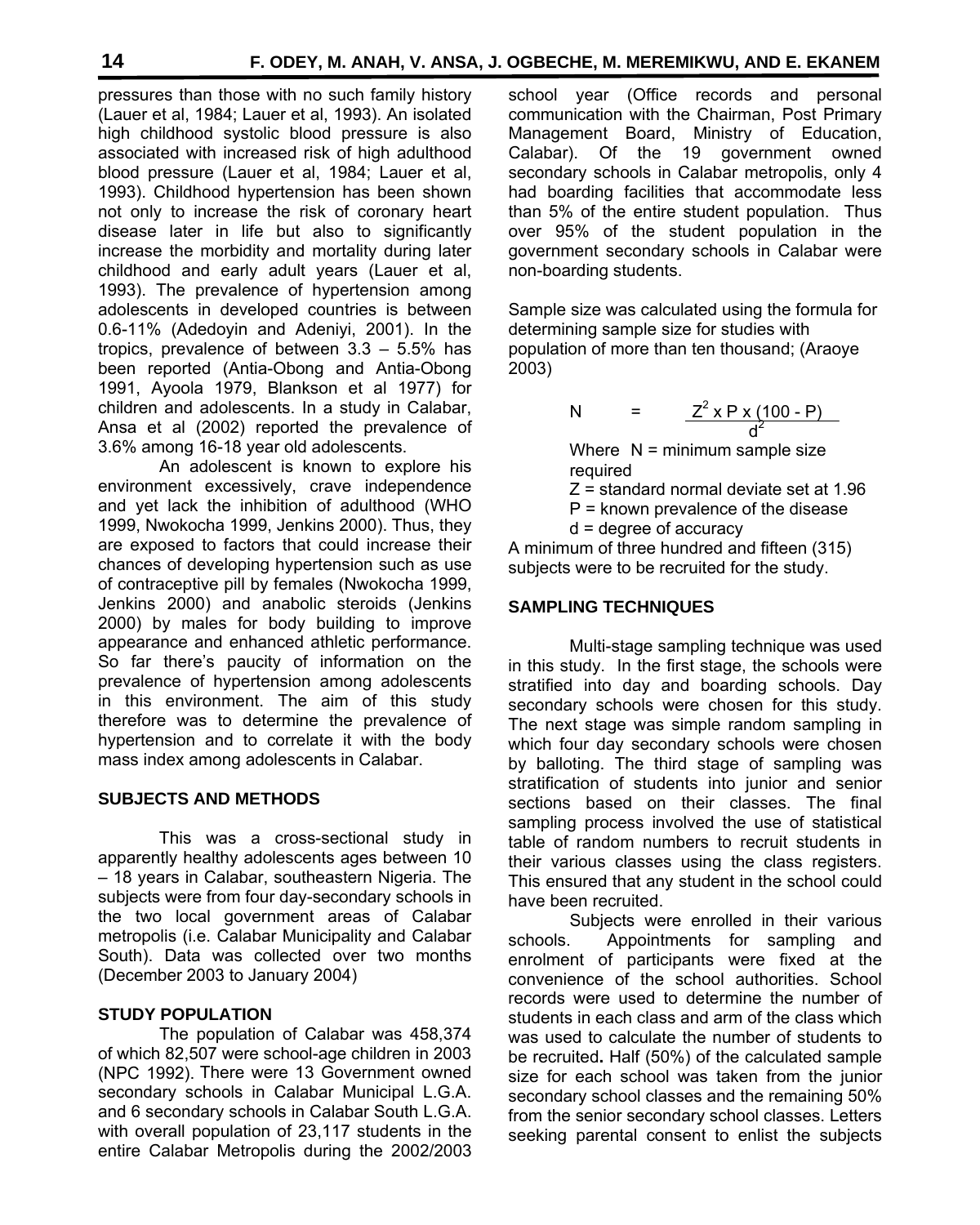pressures than those with no such family history (Lauer et al, 1984; Lauer et al, 1993). An isolated high childhood systolic blood pressure is also associated with increased risk of high adulthood blood pressure (Lauer et al, 1984; Lauer et al, 1993). Childhood hypertension has been shown not only to increase the risk of coronary heart disease later in life but also to significantly increase the morbidity and mortality during later childhood and early adult years (Lauer et al, 1993). The prevalence of hypertension among adolescents in developed countries is between 0.6-11% (Adedoyin and Adeniyi, 2001). In the tropics, prevalence of between 3.3 – 5.5% has been reported (Antia-Obong and Antia-Obong 1991, Ayoola 1979, Blankson et al 1977) for children and adolescents. In a study in Calabar, Ansa et al (2002) reported the prevalence of 3.6% among 16-18 year old adolescents.

An adolescent is known to explore his environment excessively, crave independence and yet lack the inhibition of adulthood (WHO 1999, Nwokocha 1999, Jenkins 2000). Thus, they are exposed to factors that could increase their chances of developing hypertension such as use of contraceptive pill by females (Nwokocha 1999, Jenkins 2000) and anabolic steroids (Jenkins 2000) by males for body building to improve appearance and enhanced athletic performance. So far there's paucity of information on the prevalence of hypertension among adolescents in this environment. The aim of this study therefore was to determine the prevalence of hypertension and to correlate it with the body mass index among adolescents in Calabar.

## SUBJECTS AND METHODS

This was a cross-sectional study in apparently healthy adolescents ages between 10 – 18 years in Calabar, southeastern Nigeria. The subjects were from four day-secondary schools in the two local government areas of Calabar metropolis (i.e. Calabar Municipality and Calabar South). Data was collected over two months (December 2003 to January 2004)

### STUDY POPULATION

The population of Calabar was 458,374 of which 82,507 were school-age children in 2003 (NPC 1992). There were 13 Government owned secondary schools in Calabar Municipal L.G.A. and 6 secondary schools in Calabar South L.G.A. with overall population of 23,117 students in the entire Calabar Metropolis during the 2002/2003 school year (Office records and personal communication with the Chairman, Post Primary Management Board, Ministry of Education, Calabar). Of the 19 government owned secondary schools in Calabar metropolis, only 4 had boarding facilities that accommodate less than 5% of the entire student population. Thus over 95% of the student population in the government secondary schools in Calabar were non-boarding students.

Sample size was calculated using the formula for determining sample size for studies with population of more than ten thousand; (Araoye 2003)

$$N = \frac{Z^2 \times P \times (100 - P)}{d^2}$$

Where N = minimum sample size required

Z = standard normal deviate set at 1.96

P = known prevalence of the disease

d = degree of accuracy

A minimum of three hundred and fifteen (315) subjects were to be recruited for the study.

### SAMPLING TECHNIQUES

Multi-stage sampling technique was used in this study. In the first stage, the schools were stratified into day and boarding schools. Day secondary schools were chosen for this study. The next stage was simple random sampling in which four day secondary schools were chosen by balloting. The third stage of sampling was stratification of students into junior and senior sections based on their classes. The final sampling process involved the use of statistical table of random numbers to recruit students in their various classes using the class registers. This ensured that any student in the school could have been recruited.

Subjects were enrolled in their various schools. Appointments for sampling and enrolment of participants were fixed at the convenience of the school authorities. School records were used to determine the number of students in each class and arm of the class which was used to calculate the number of students to be recruited. Half (50%) of the calculated sample size for each school was taken from the junior secondary school classes and the remaining 50% from the senior secondary school classes. Letters seeking parental consent to enlist the subjects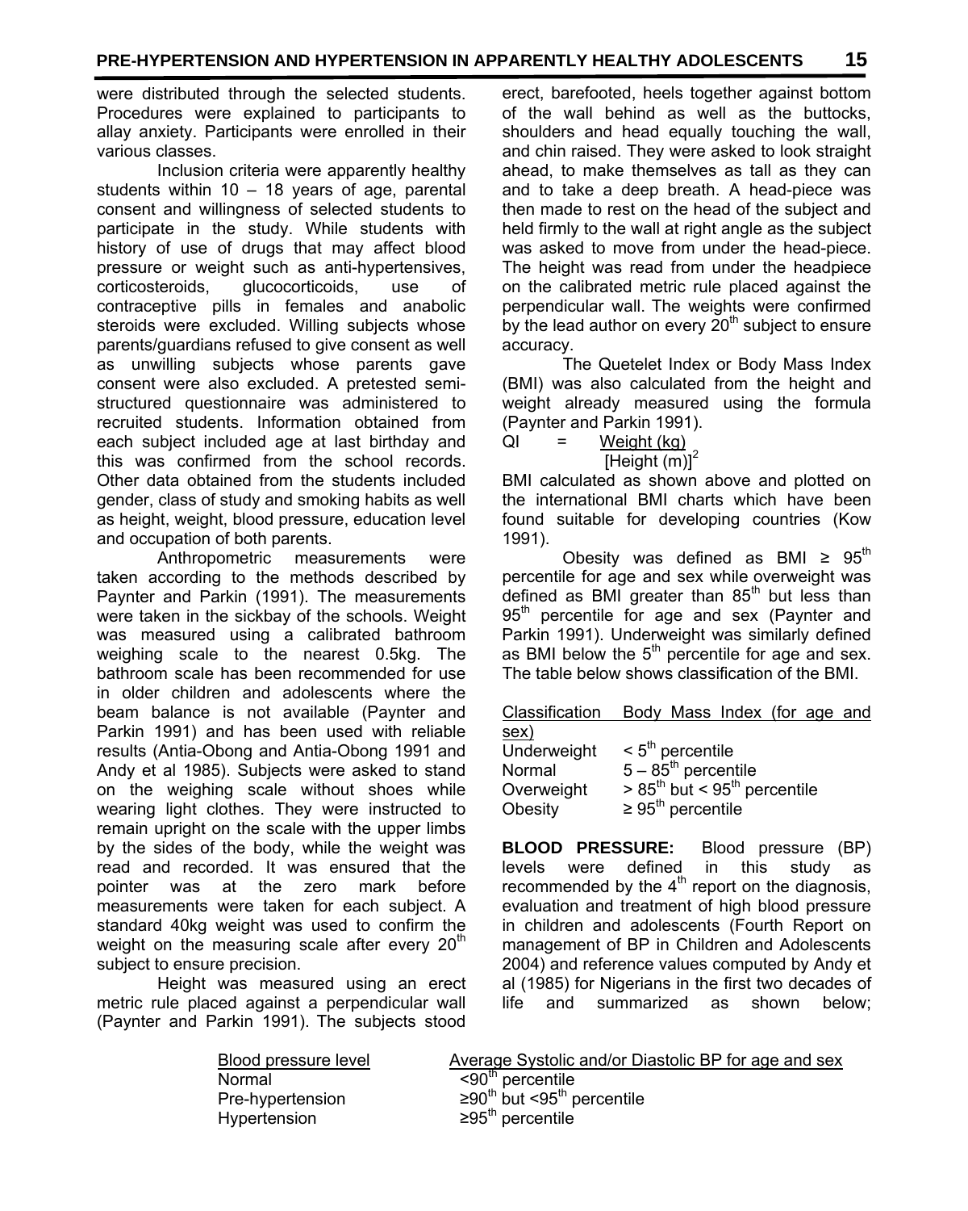were distributed through the selected students. Procedures were explained to participants to allay anxiety. Participants were enrolled in their various classes.

Inclusion criteria were apparently healthy students within 10 – 18 years of age, parental consent and willingness of selected students to participate in the study. While students with history of use of drugs that may affect blood pressure or weight such as anti-hypertensives, corticosteroids, glucocorticoids, use of contraceptive pills in females and anabolic steroids were excluded. Willing subjects whose parents/guardians refused to give consent as well as unwilling subjects whose parents gave consent were also excluded. A pretested semi-structured questionnaire was administered to recruited students. Information obtained from each subject included age at last birthday and this was confirmed from the school records. Other data obtained from the students included gender, class of study and smoking habits as well as height, weight, blood pressure, education level and occupation of both parents.

Anthropometric measurements were taken according to the methods described by Paynter and Parkin (1991). The measurements were taken in the sickbay of the schools. Weight was measured using a calibrated bathroom weighing scale to the nearest 0.5kg. The bathroom scale has been recommended for use in older children and adolescents where the beam balance is not available (Paynter and Parkin 1991) and has been used with reliable results (Antia-Obong and Antia-Obong 1991 and Andy et al 1985). Subjects were asked to stand on the weighing scale without shoes while wearing light clothes. They were instructed to remain upright on the scale with the upper limbs by the sides of the body, while the weight was read and recorded. It was ensured that the pointer was at the zero mark before measurements were taken for each subject. A standard 40kg weight was used to confirm the weight on the measuring scale after every 20th subject to ensure precision.

Height was measured using an erect metric rule placed against a perpendicular wall (Paynter and Parkin 1991). The subjects stood erect, barefooted, heels together against bottom of the wall behind as well as the buttocks, shoulders and head equally touching the wall, and chin raised. They were asked to look straight ahead, to make themselves as tall as they can and to take a deep breath. A head-piece was then made to rest on the head of the subject and held firmly to the wall at right angle as the subject was asked to move from under the head-piece. The height was read from under the headpiece on the calibrated metric rule placed against the perpendicular wall. The weights were confirmed by the lead author on every 20th subject to ensure accuracy.

The Quetelet Index or Body Mass Index (BMI) was also calculated from the height and weight already measured using the formula (Paynter and Parkin 1991).

$$QI = \frac{\text{Weight (kg)}}{[\text{Height (m)}]^2}$$

BMI calculated as shown above and plotted on the international BMI charts which have been found suitable for developing countries (Kow 1991).

Obesity was defined as BMI ≥ 95th percentile for age and sex while overweight was defined as BMI greater than 85th but less than 95th percentile for age and sex (Paynter and Parkin 1991). Underweight was similarly defined as BMI below the 5th percentile for age and sex. The table below shows classification of the BMI.

| Classification | Body Mass Index (for age and sex) |
| --- | --- |
| Underweight | < 5th percentile |
| Normal | 5 – 85th percentile |
| Overweight | > 85th but < 95th percentile |
| Obesity | ≥ 95th percentile |

**BLOOD PRESSURE:** Blood pressure (BP) levels were defined in this study as recommended by the 4th report on the diagnosis, evaluation and treatment of high blood pressure in children and adolescents (Fourth Report on management of BP in Children and Adolescents 2004) and reference values computed by Andy et al (1985) for Nigerians in the first two decades of life and summarized as shown below;

| Blood pressure level | Average Systolic and/or Diastolic BP for age and sex |
| --- | --- |
| Normal | <90th percentile |
| Pre-hypertension | ≥90th but <95th percentile |
| Hypertension | ≥95th percentile |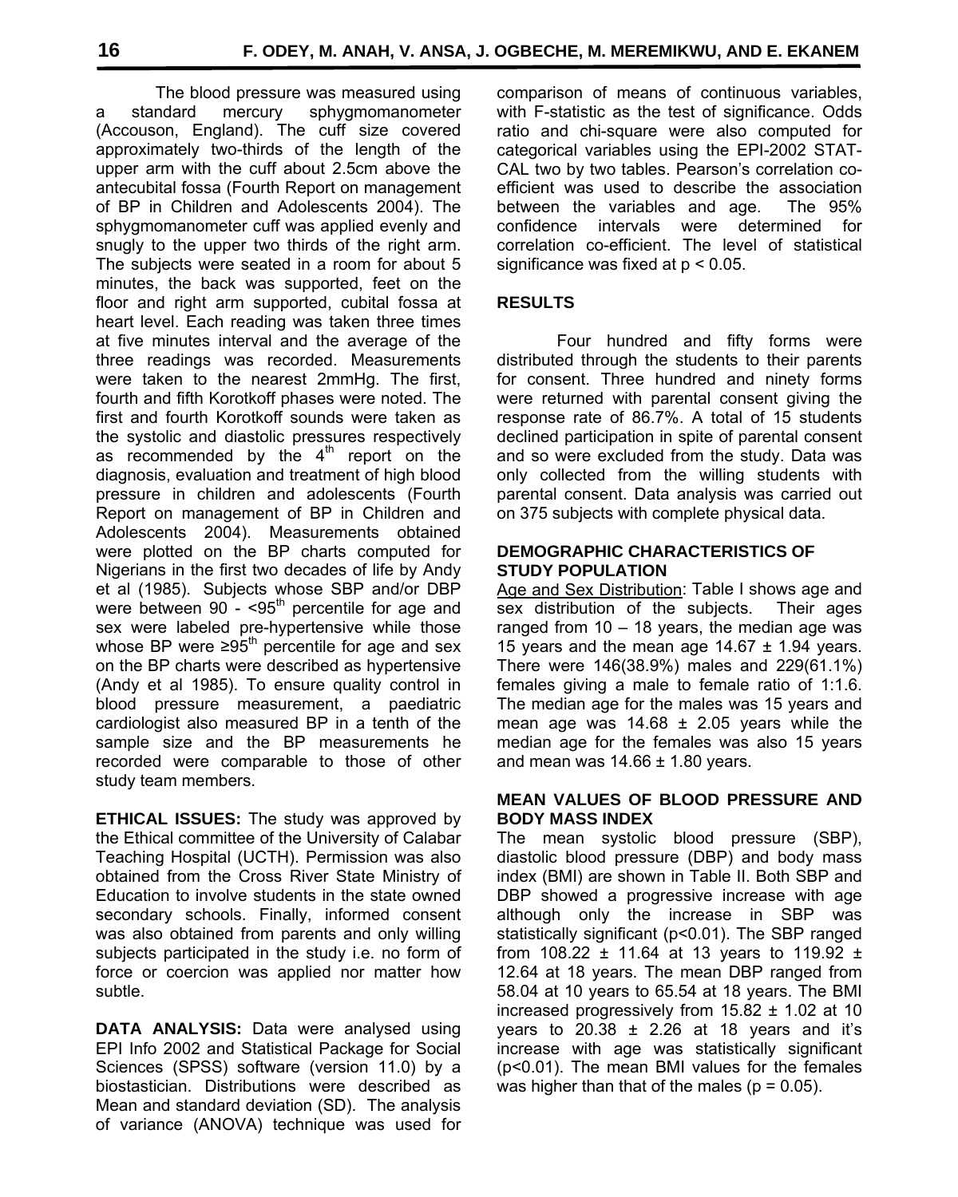The blood pressure was measured using a standard mercury sphygmomanometer (Accouson, England). The cuff size covered approximately two-thirds of the length of the upper arm with the cuff about 2.5cm above the antecubital fossa (Fourth Report on management of BP in Children and Adolescents 2004). The sphygmomanometer cuff was applied evenly and snugly to the upper two thirds of the right arm. The subjects were seated in a room for about 5 minutes, the back was supported, feet on the floor and right arm supported, cubital fossa at heart level. Each reading was taken three times at five minutes interval and the average of the three readings was recorded. Measurements were taken to the nearest 2mmHg. The first, fourth and fifth Korotkoff phases were noted. The first and fourth Korotkoff sounds were taken as the systolic and diastolic pressures respectively as recommended by the 4$^{th}$ report on the diagnosis, evaluation and treatment of high blood pressure in children and adolescents (Fourth Report on management of BP in Children and Adolescents 2004). Measurements obtained were plotted on the BP charts computed for Nigerians in the first two decades of life by Andy et al (1985). Subjects whose SBP and/or DBP were between 90 - <95$^{th}$ percentile for age and sex were labeled pre-hypertensive while those whose BP were ≥95$^{th}$ percentile for age and sex on the BP charts were described as hypertensive (Andy et al 1985). To ensure quality control in blood pressure measurement, a paediatric cardiologist also measured BP in a tenth of the sample size and the BP measurements he recorded were comparable to those of other study team members.

**ETHICAL ISSUES:** The study was approved by the Ethical committee of the University of Calabar Teaching Hospital (UCTH). Permission was also obtained from the Cross River State Ministry of Education to involve students in the state owned secondary schools. Finally, informed consent was also obtained from parents and only willing subjects participated in the study i.e. no form of force or coercion was applied nor matter how subtle.

**DATA ANALYSIS:** Data were analysed using EPI Info 2002 and Statistical Package for Social Sciences (SPSS) software (version 11.0) by a biostastician. Distributions were described as Mean and standard deviation (SD). The analysis of variance (ANOVA) technique was used for comparison of means of continuous variables, with F-statistic as the test of significance. Odds ratio and chi-square were also computed for categorical variables using the EPI-2002 STAT-CAL two by two tables. Pearson's correlation co-efficient was used to describe the association between the variables and age. The 95% confidence intervals were determined for correlation co-efficient. The level of statistical significance was fixed at $p < 0.05$.

## RESULTS

Four hundred and fifty forms were distributed through the students to their parents for consent. Three hundred and ninety forms were returned with parental consent giving the response rate of 86.7%. A total of 15 students declined participation in spite of parental consent and so were excluded from the study. Data was only collected from the willing students with parental consent. Data analysis was carried out on 375 subjects with complete physical data.

### DEMOGRAPHIC CHARACTERISTICS OF STUDY POPULATION

Age and Sex Distribution: Table I shows age and sex distribution of the subjects. Their ages ranged from 10 – 18 years, the median age was 15 years and the mean age 14.67 ± 1.94 years. There were 146(38.9%) males and 229(61.1%) females giving a male to female ratio of 1:1.6. The median age for the males was 15 years and mean age was 14.68 ± 2.05 years while the median age for the females was also 15 years and mean was 14.66 ± 1.80 years.

### MEAN VALUES OF BLOOD PRESSURE AND BODY MASS INDEX

The mean systolic blood pressure (SBP), diastolic blood pressure (DBP) and body mass index (BMI) are shown in Table II. Both SBP and DBP showed a progressive increase with age although only the increase in SBP was statistically significant ($p<0.01$). The SBP ranged from 108.22 ± 11.64 at 13 years to 119.92 ± 12.64 at 18 years. The mean DBP ranged from 58.04 at 10 years to 65.54 at 18 years. The BMI increased progressively from 15.82 ± 1.02 at 10 years to 20.38 ± 2.26 at 18 years and it's increase with age was statistically significant ($p<0.01$). The mean BMI values for the females was higher than that of the males ($p = 0.05$).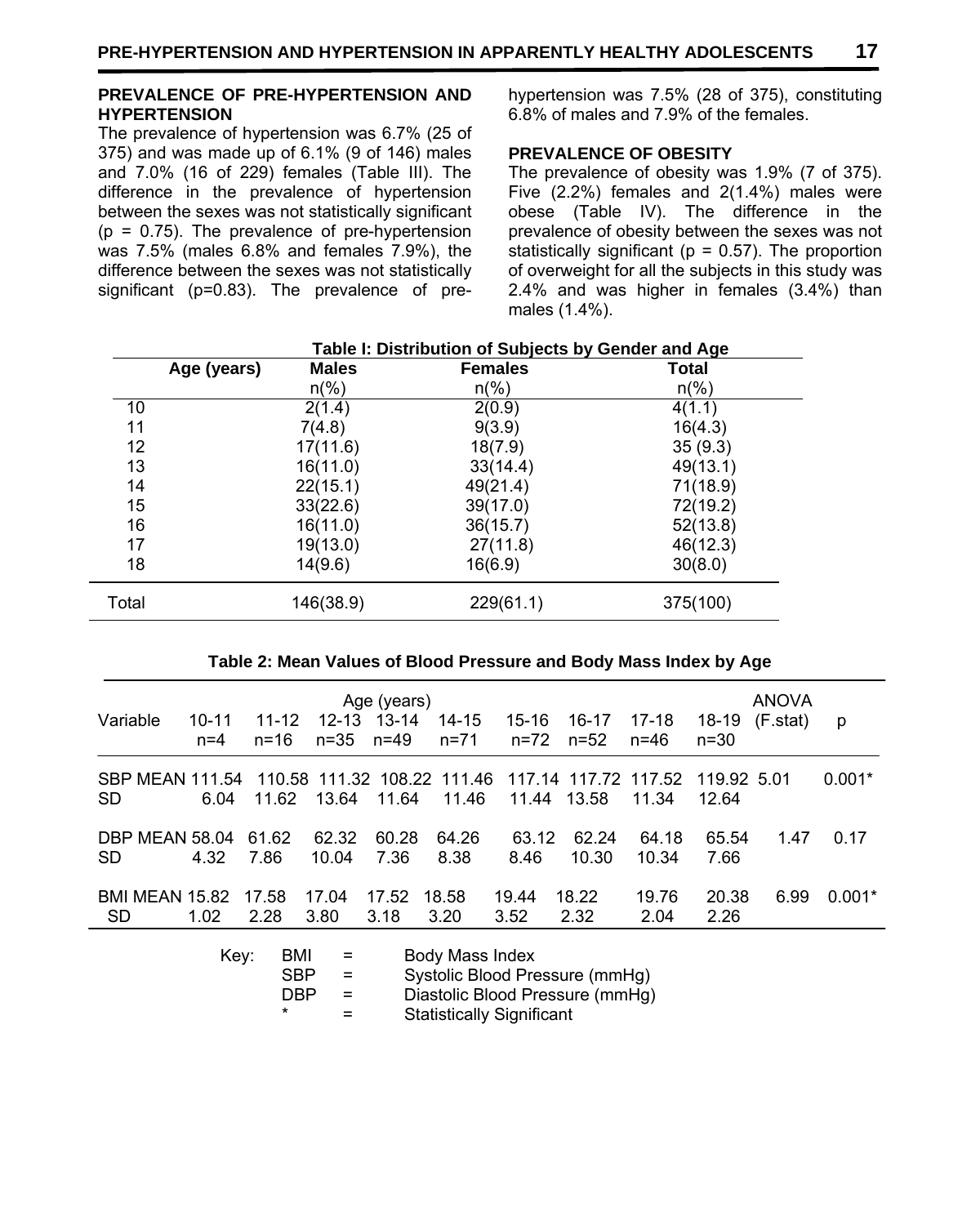## PREVALENCE OF PRE-HYPERTENSION AND HYPERTENSION

The prevalence of hypertension was 6.7% (25 of 375) and was made up of 6.1% (9 of 146) males and 7.0% (16 of 229) females (Table III). The difference in the prevalence of hypertension between the sexes was not statistically significant (p = 0.75). The prevalence of pre-hypertension was 7.5% (males 6.8% and females 7.9%), the difference between the sexes was not statistically significant (p=0.83). The prevalence of pre-hypertension was 7.5% (28 of 375), constituting 6.8% of males and 7.9% of the females.

## PREVALENCE OF OBESITY

The prevalence of obesity was 1.9% (7 of 375). Five (2.2%) females and 2(1.4%) males were obese (Table IV). The difference in the prevalence of obesity between the sexes was not statistically significant (p = 0.57). The proportion of overweight for all the subjects in this study was 2.4% and was higher in females (3.4%) than males (1.4%).

**Table I: Distribution of Subjects by Gender and Age**

| Age (years) | Males n(%) | Females n(%) | Total n(%) |
|---|---|---|---|
| 10 | 2(1.4) | 2(0.9) | 4(1.1) |
| 11 | 7(4.8) | 9(3.9) | 16(4.3) |
| 12 | 17(11.6) | 18(7.9) | 35 (9.3) |
| 13 | 16(11.0) | 33(14.4) | 49(13.1) |
| 14 | 22(15.1) | 49(21.4) | 71(18.9) |
| 15 | 33(22.6) | 39(17.0) | 72(19.2) |
| 16 | 16(11.0) | 36(15.7) | 52(13.8) |
| 17 | 19(13.0) | 27(11.8) | 46(12.3) |
| 18 | 14(9.6) | 16(6.9) | 30(8.0) |
| Total | 146(38.9) | 229(61.1) | 375(100) |

**Table 2: Mean Values of Blood Pressure and Body Mass Index by Age**

| Variable | Age (years) 10-11 n=4 | 11-12 n=16 | 12-13 n=35 | 13-14 n=49 | 14-15 n=71 | 15-16 n=72 | 16-17 n=52 | 17-18 n=46 | 18-19 n=30 | ANOVA (F.stat) | p |
|---|---|---|---|---|---|---|---|---|---|---|---|
| SBP MEAN | 111.54 | 110.58 | 111.32 | 108.22 | 111.46 | 117.14 | 117.72 | 117.52 | 119.92 | 5.01 | 0.001* |
| SD | 6.04 | 11.62 | 13.64 | 11.64 | 11.46 | 11.44 | 13.58 | 11.34 | 12.64 | | |
| DBP MEAN | 58.04 | 61.62 | 62.32 | 60.28 | 64.26 | 63.12 | 62.24 | 64.18 | 65.54 | 1.47 | 0.17 |
| SD | 4.32 | 7.86 | 10.04 | 7.36 | 8.38 | 8.46 | 10.30 | 10.34 | 7.66 | | |
| BMI MEAN | 15.82 | 17.58 | 17.04 | 17.52 | 18.58 | 19.44 | 18.22 | 19.76 | 20.38 | 6.99 | 0.001* |
| SD | 1.02 | 2.28 | 3.80 | 3.18 | 3.20 | 3.52 | 2.32 | 2.04 | 2.26 | | |

Key:
BMI = Body Mass Index
SBP = Systolic Blood Pressure (mmHg)
DBP = Diastolic Blood Pressure (mmHg)
* = Statistically Significant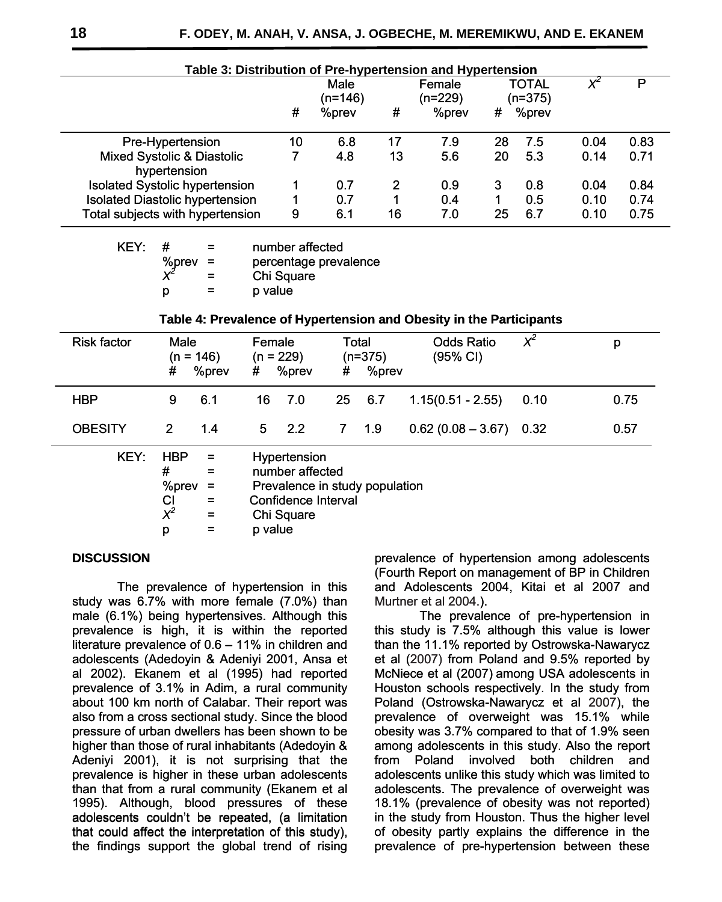**Table 3: Distribution of Pre-hypertension and Hypertension**

| | Male (n=146) | | Female (n=229) | | TOTAL (n=375) | | $X^2$ | P |
|---|---|---|---|---|---|---|---|---|
| | # | %prev | # | %prev | # | %prev | | |
| Pre-Hypertension | 10 | 6.8 | 17 | 7.9 | 28 | 7.5 | 0.04 | 0.83 |
| Mixed Systolic & Diastolic hypertension | 7 | 4.8 | 13 | 5.6 | 20 | 5.3 | 0.14 | 0.71 |
| Isolated Systolic hypertension | 1 | 0.7 | 2 | 0.9 | 3 | 0.8 | 0.04 | 0.84 |
| Isolated Diastolic hypertension | 1 | 0.7 | 1 | 0.4 | 1 | 0.5 | 0.10 | 0.74 |
| Total subjects with hypertension | 9 | 6.1 | 16 | 7.0 | 25 | 6.7 | 0.10 | 0.75 |

KEY:
- # = number affected
- %prev = percentage prevalence
- $X^2$ = Chi Square
- p = p value

**Table 4: Prevalence of Hypertension and Obesity in the Participants**

| Risk factor | Male (n = 146) | | Female (n = 229) | | Total (n=375) | | Odds Ratio (95% CI) | $X^2$ | p |
|---|---|---|---|---|---|---|---|---|---|
| | # | %prev | # | %prev | # | %prev | | | |
| HBP | 9 | 6.1 | 16 | 7.0 | 25 | 6.7 | 1.15(0.51 - 2.55) | 0.10 | 0.75 |
| OBESITY | 2 | 1.4 | 5 | 2.2 | 7 | 1.9 | 0.62 (0.08 – 3.67) | 0.32 | 0.57 |

KEY:
- HBP = Hypertension
- # = number affected
- %prev = Prevalence in study population
- CI = Confidence Interval
- $X^2$ = Chi Square
- p = p value

## DISCUSSION

The prevalence of hypertension in this study was 6.7% with more female (7.0%) than male (6.1%) being hypertensives. Although this prevalence is high, it is within the reported literature prevalence of 0.6 – 11% in children and adolescents (Adedoyin & Adeniyi 2001, Ansa et al 2002). Ekanem et al (1995) had reported prevalence of 3.1% in Adim, a rural community about 100 km north of Calabar. Their report was also from a cross sectional study. Since the blood pressure of urban dwellers has been shown to be higher than those of rural inhabitants (Adedoyin & Adeniyi 2001), it is not surprising that the prevalence is higher in these urban adolescents than that from a rural community (Ekanem et al 1995). Although, blood pressures of these adolescents couldn't be repeated, (a limitation that could affect the interpretation of this study), the findings support the global trend of rising prevalence of hypertension among adolescents (Fourth Report on management of BP in Children and Adolescents 2004, Kitai et al 2007 and Murtner et al 2004.).

The prevalence of pre-hypertension in this study is 7.5% although this value is lower than the 11.1% reported by Ostrowska-Nawarycz et al (2007) from Poland and 9.5% reported by McNiece et al (2007) among USA adolescents in Houston schools respectively. In the study from Poland (Ostrowska-Nawarycz et al 2007), the prevalence of overweight was 15.1% while obesity was 3.7% compared to that of 1.9% seen among adolescents in this study. Also the report from Poland involved both children and adolescents unlike this study which was limited to adolescents. The prevalence of overweight was 18.1% (prevalence of obesity was not reported) in the study from Houston. Thus the higher level of obesity partly explains the difference in the prevalence of pre-hypertension between these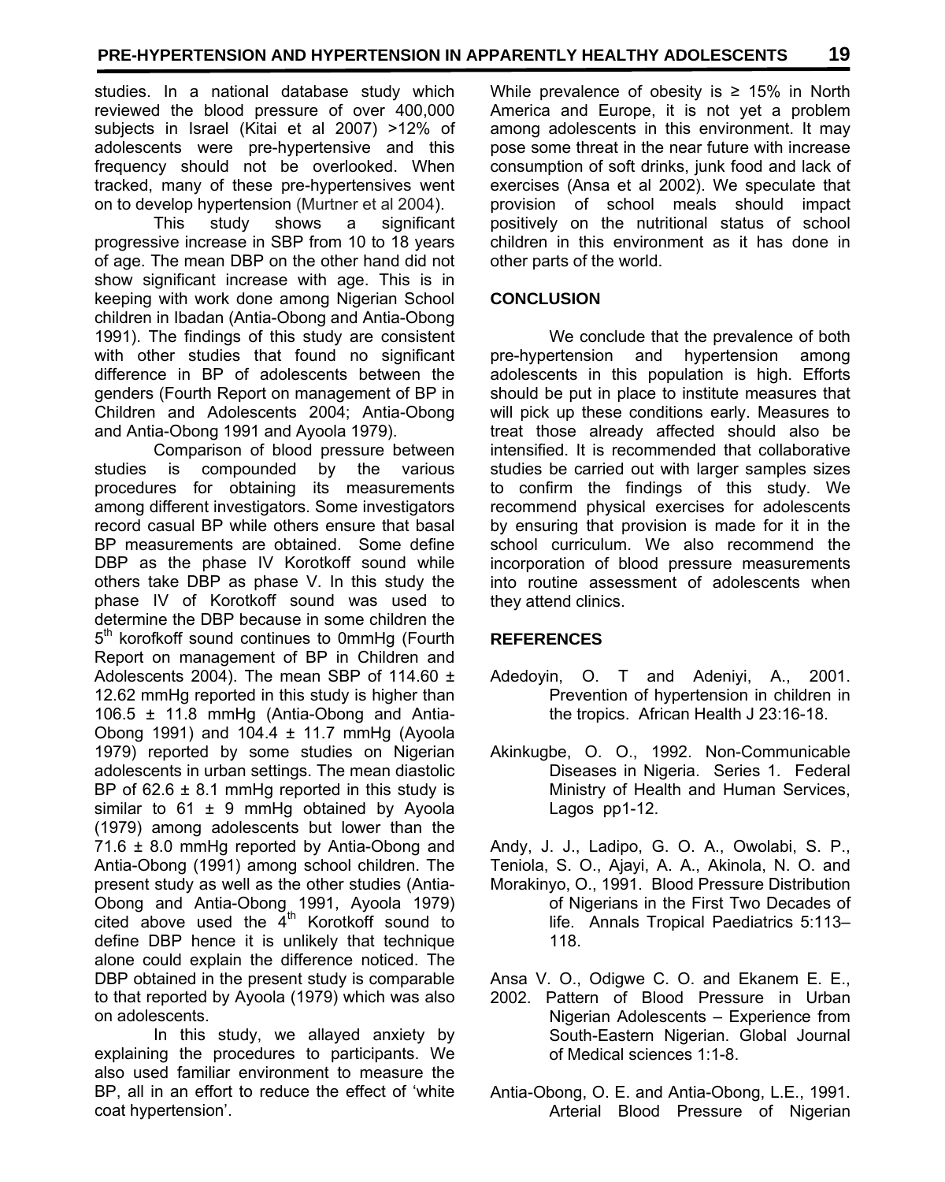studies. In a national database study which reviewed the blood pressure of over 400,000 subjects in Israel (Kitai et al 2007) >12% of adolescents were pre-hypertensive and this frequency should not be overlooked. When tracked, many of these pre-hypertensives went on to develop hypertension (Murtner et al 2004).

This study shows a significant progressive increase in SBP from 10 to 18 years of age. The mean DBP on the other hand did not show significant increase with age. This is in keeping with work done among Nigerian School children in Ibadan (Antia-Obong and Antia-Obong 1991). The findings of this study are consistent with other studies that found no significant difference in BP of adolescents between the genders (Fourth Report on management of BP in Children and Adolescents 2004; Antia-Obong and Antia-Obong 1991 and Ayoola 1979).

Comparison of blood pressure between studies is compounded by the various procedures for obtaining its measurements among different investigators. Some investigators record casual BP while others ensure that basal BP measurements are obtained. Some define DBP as the phase IV Korotkoff sound while others take DBP as phase V. In this study the phase IV of Korotkoff sound was used to determine the DBP because in some children the 5th korofkoff sound continues to 0mmHg (Fourth Report on management of BP in Children and Adolescents 2004). The mean SBP of 114.60 ± 12.62 mmHg reported in this study is higher than 106.5 ± 11.8 mmHg (Antia-Obong and Antia-Obong 1991) and 104.4 ± 11.7 mmHg (Ayoola 1979) reported by some studies on Nigerian adolescents in urban settings. The mean diastolic BP of 62.6 ± 8.1 mmHg reported in this study is similar to 61 ± 9 mmHg obtained by Ayoola (1979) among adolescents but lower than the 71.6 ± 8.0 mmHg reported by Antia-Obong and Antia-Obong (1991) among school children. The present study as well as the other studies (Antia-Obong and Antia-Obong 1991, Ayoola 1979) cited above used the 4th Korotkoff sound to define DBP hence it is unlikely that technique alone could explain the difference noticed. The DBP obtained in the present study is comparable to that reported by Ayoola (1979) which was also on adolescents.

In this study, we allayed anxiety by explaining the procedures to participants. We also used familiar environment to measure the BP, all in an effort to reduce the effect of 'white coat hypertension'.

While prevalence of obesity is ≥ 15% in North America and Europe, it is not yet a problem among adolescents in this environment. It may pose some threat in the near future with increase consumption of soft drinks, junk food and lack of exercises (Ansa et al 2002). We speculate that provision of school meals should impact positively on the nutritional status of school children in this environment as it has done in other parts of the world.

## CONCLUSION

We conclude that the prevalence of both pre-hypertension and hypertension among adolescents in this population is high. Efforts should be put in place to institute measures that will pick up these conditions early. Measures to treat those already affected should also be intensified. It is recommended that collaborative studies be carried out with larger samples sizes to confirm the findings of this study. We recommend physical exercises for adolescents by ensuring that provision is made for it in the school curriculum. We also recommend the incorporation of blood pressure measurements into routine assessment of adolescents when they attend clinics.

## REFERENCES

Adedoyin, O. T and Adeniyi, A., 2001. Prevention of hypertension in children in the tropics. African Health J 23:16-18.

Akinkugbe, O. O., 1992. Non-Communicable Diseases in Nigeria. Series 1. Federal Ministry of Health and Human Services, Lagos pp1-12.

Andy, J. J., Ladipo, G. O. A., Owolabi, S. P., Teniola, S. O., Ajayi, A. A., Akinola, N. O. and Morakinyo, O., 1991. Blood Pressure Distribution of Nigerians in the First Two Decades of life. Annals Tropical Paediatrics 5:113–118.

Ansa V. O., Odigwe C. O. and Ekanem E. E., 2002. Pattern of Blood Pressure in Urban Nigerian Adolescents – Experience from South-Eastern Nigerian. Global Journal of Medical sciences 1:1-8.

Antia-Obong, O. E. and Antia-Obong, L.E., 1991. Arterial Blood Pressure of Nigerian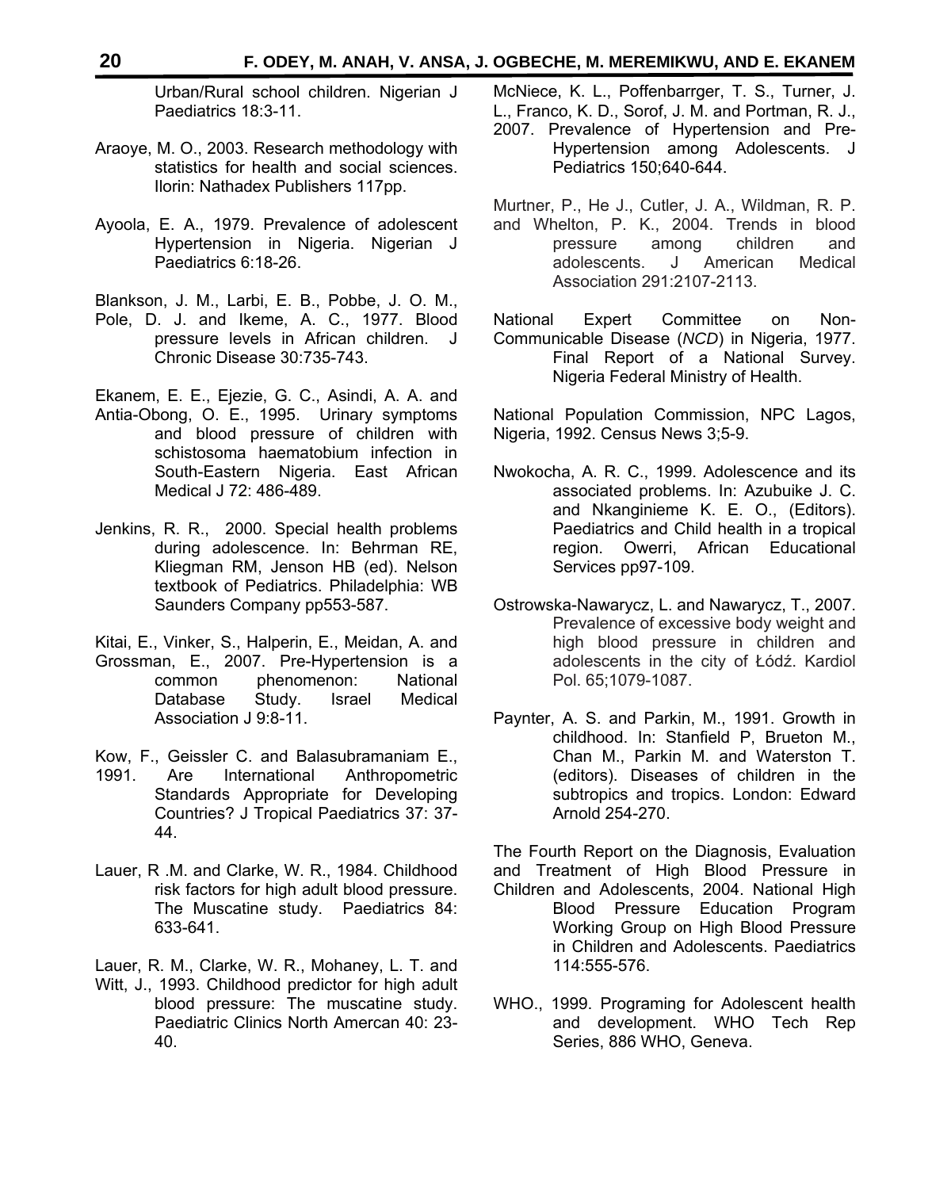Urban/Rural school children. Nigerian J Paediatrics 18:3-11.

Araoye, M. O., 2003. Research methodology with statistics for health and social sciences. Ilorin: Nathadex Publishers 117pp.

Ayoola, E. A., 1979. Prevalence of adolescent Hypertension in Nigeria. Nigerian J Paediatrics 6:18-26.

Blankson, J. M., Larbi, E. B., Pobbe, J. O. M., Pole, D. J. and Ikeme, A. C., 1977. Blood pressure levels in African children. J Chronic Disease 30:735-743.

Ekanem, E. E., Ejezie, G. C., Asindi, A. A. and Antia-Obong, O. E., 1995. Urinary symptoms and blood pressure of children with schistosoma haematobium infection in South-Eastern Nigeria. East African Medical J 72: 486-489.

Jenkins, R. R., 2000. Special health problems during adolescence. In: Behrman RE, Kliegman RM, Jenson HB (ed). Nelson textbook of Pediatrics. Philadelphia: WB Saunders Company pp553-587.

Kitai, E., Vinker, S., Halperin, E., Meidan, A. and Grossman, E., 2007. Pre-Hypertension is a common phenomenon: National Database Study. Israel Medical Association J 9:8-11.

Kow, F., Geissler C. and Balasubramaniam E., 1991. Are International Anthropometric Standards Appropriate for Developing Countries? J Tropical Paediatrics 37: 37-44.

Lauer, R .M. and Clarke, W. R., 1984. Childhood risk factors for high adult blood pressure. The Muscatine study. Paediatrics 84: 633-641.

Lauer, R. M., Clarke, W. R., Mohaney, L. T. and Witt, J., 1993. Childhood predictor for high adult blood pressure: The muscatine study. Paediatric Clinics North Amercan 40: 23-40.

McNiece, K. L., Poffenbarrger, T. S., Turner, J. L., Franco, K. D., Sorof, J. M. and Portman, R. J., 2007. Prevalence of Hypertension and Pre-Hypertension among Adolescents. J Pediatrics 150;640-644.

Murtner, P., He J., Cutler, J. A., Wildman, R. P. and Whelton, P. K., 2004. Trends in blood pressure among children and adolescents. J American Medical Association 291:2107-2113.

National Expert Committee on Non-Communicable Disease (*NCD*) in Nigeria, 1977. Final Report of a National Survey. Nigeria Federal Ministry of Health.

National Population Commission, NPC Lagos, Nigeria, 1992. Census News 3;5-9.

Nwokocha, A. R. C., 1999. Adolescence and its associated problems. In: Azubuike J. C. and Nkanginieme K. E. O., (Editors). Paediatrics and Child health in a tropical region. Owerri, African Educational Services pp97-109.

Ostrowska-Nawarycz, L. and Nawarycz, T., 2007. Prevalence of excessive body weight and high blood pressure in children and adolescents in the city of Łódź. Kardiol Pol. 65;1079-1087.

Paynter, A. S. and Parkin, M., 1991. Growth in childhood. In: Stanfield P, Brueton M., Chan M., Parkin M. and Waterston T. (editors). Diseases of children in the subtropics and tropics. London: Edward Arnold 254-270.

The Fourth Report on the Diagnosis, Evaluation and Treatment of High Blood Pressure in Children and Adolescents, 2004. National High Blood Pressure Education Program Working Group on High Blood Pressure in Children and Adolescents. Paediatrics 114:555-576.

WHO., 1999. Programing for Adolescent health and development. WHO Tech Rep Series, 886 WHO, Geneva.